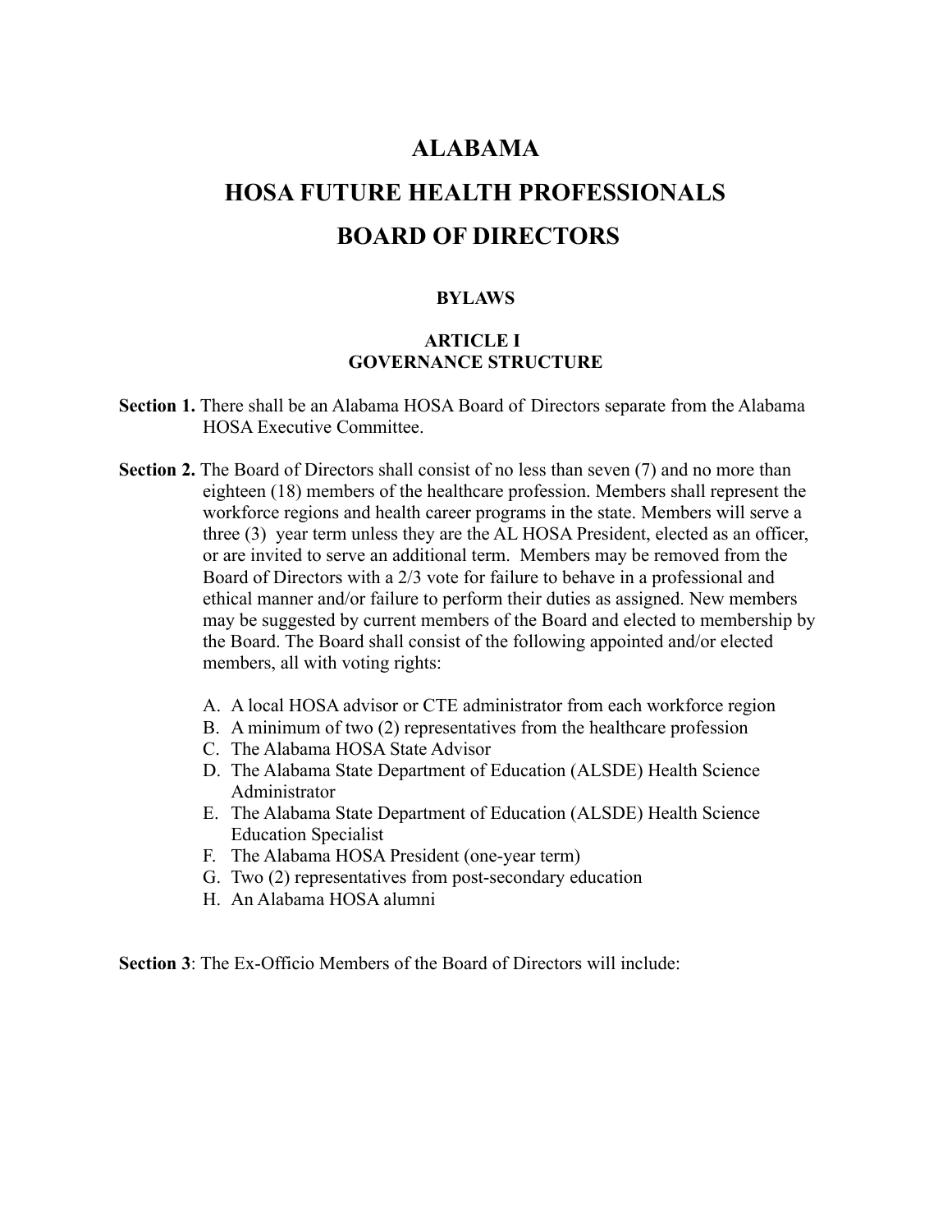# ALABAMA

# HOSA FUTURE HEALTH PROFESSIONALS

# BOARD OF DIRECTORS

### BYLAWS

### ARTICLE I
### GOVERNANCE STRUCTURE

**Section 1.** There shall be an Alabama HOSA Board of Directors separate from the Alabama HOSA Executive Committee.

**Section 2.** The Board of Directors shall consist of no less than seven (7) and no more than eighteen (18) members of the healthcare profession. Members shall represent the workforce regions and health career programs in the state. Members will serve a three (3) year term unless they are the AL HOSA President, elected as an officer, or are invited to serve an additional term. Members may be removed from the Board of Directors with a 2/3 vote for failure to behave in a professional and ethical manner and/or failure to perform their duties as assigned. New members may be suggested by current members of the Board and elected to membership by the Board. The Board shall consist of the following appointed and/or elected members, all with voting rights:

A. A local HOSA advisor or CTE administrator from each workforce region
B. A minimum of two (2) representatives from the healthcare profession
C. The Alabama HOSA State Advisor
D. The Alabama State Department of Education (ALSDE) Health Science Administrator
E. The Alabama State Department of Education (ALSDE) Health Science Education Specialist
F. The Alabama HOSA President (one-year term)
G. Two (2) representatives from post-secondary education
H. An Alabama HOSA alumni

**Section 3**: The Ex-Officio Members of the Board of Directors will include: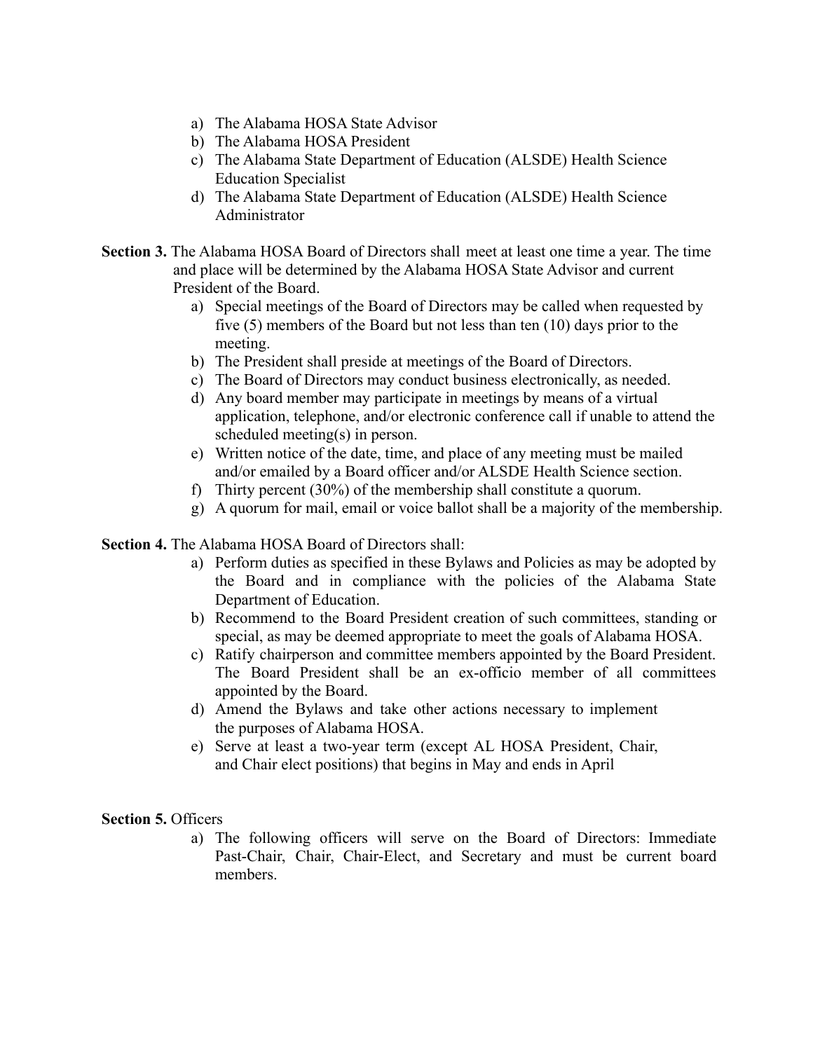a) The Alabama HOSA State Advisor
b) The Alabama HOSA President
c) The Alabama State Department of Education (ALSDE) Health Science Education Specialist
d) The Alabama State Department of Education (ALSDE) Health Science Administrator

**Section 3.** The Alabama HOSA Board of Directors shall meet at least one time a year. The time and place will be determined by the Alabama HOSA State Advisor and current President of the Board.

a) Special meetings of the Board of Directors may be called when requested by five (5) members of the Board but not less than ten (10) days prior to the meeting.
b) The President shall preside at meetings of the Board of Directors.
c) The Board of Directors may conduct business electronically, as needed.
d) Any board member may participate in meetings by means of a virtual application, telephone, and/or electronic conference call if unable to attend the scheduled meeting(s) in person.
e) Written notice of the date, time, and place of any meeting must be mailed and/or emailed by a Board officer and/or ALSDE Health Science section.
f) Thirty percent (30%) of the membership shall constitute a quorum.
g) A quorum for mail, email or voice ballot shall be a majority of the membership.

**Section 4.** The Alabama HOSA Board of Directors shall:

a) Perform duties as specified in these Bylaws and Policies as may be adopted by the Board and in compliance with the policies of the Alabama State Department of Education.
b) Recommend to the Board President creation of such committees, standing or special, as may be deemed appropriate to meet the goals of Alabama HOSA.
c) Ratify chairperson and committee members appointed by the Board President. The Board President shall be an ex-officio member of all committees appointed by the Board.
d) Amend the Bylaws and take other actions necessary to implement the purposes of Alabama HOSA.
e) Serve at least a two-year term (except AL HOSA President, Chair, and Chair elect positions) that begins in May and ends in April

**Section 5.** Officers

a) The following officers will serve on the Board of Directors: Immediate Past-Chair, Chair, Chair-Elect, and Secretary and must be current board members.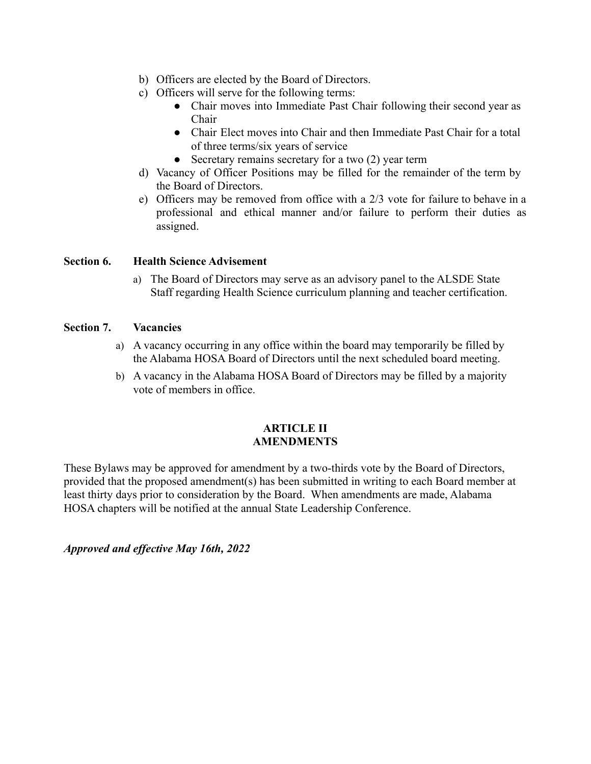b) Officers are elected by the Board of Directors.
c) Officers will serve for the following terms:
    - Chair moves into Immediate Past Chair following their second year as Chair
    - Chair Elect moves into Chair and then Immediate Past Chair for a total of three terms/six years of service
    - Secretary remains secretary for a two (2) year term
d) Vacancy of Officer Positions may be filled for the remainder of the term by the Board of Directors.
e) Officers may be removed from office with a 2/3 vote for failure to behave in a professional and ethical manner and/or failure to perform their duties as assigned.

**Section 6. Health Science Advisement**

a) The Board of Directors may serve as an advisory panel to the ALSDE State Staff regarding Health Science curriculum planning and teacher certification.

**Section 7. Vacancies**

a) A vacancy occurring in any office within the board may temporarily be filled by the Alabama HOSA Board of Directors until the next scheduled board meeting.
b) A vacancy in the Alabama HOSA Board of Directors may be filled by a majority vote of members in office.

## ARTICLE II
## AMENDMENTS

These Bylaws may be approved for amendment by a two-thirds vote by the Board of Directors, provided that the proposed amendment(s) has been submitted in writing to each Board member at least thirty days prior to consideration by the Board. When amendments are made, Alabama HOSA chapters will be notified at the annual State Leadership Conference.

***Approved and effective May 16th, 2022***